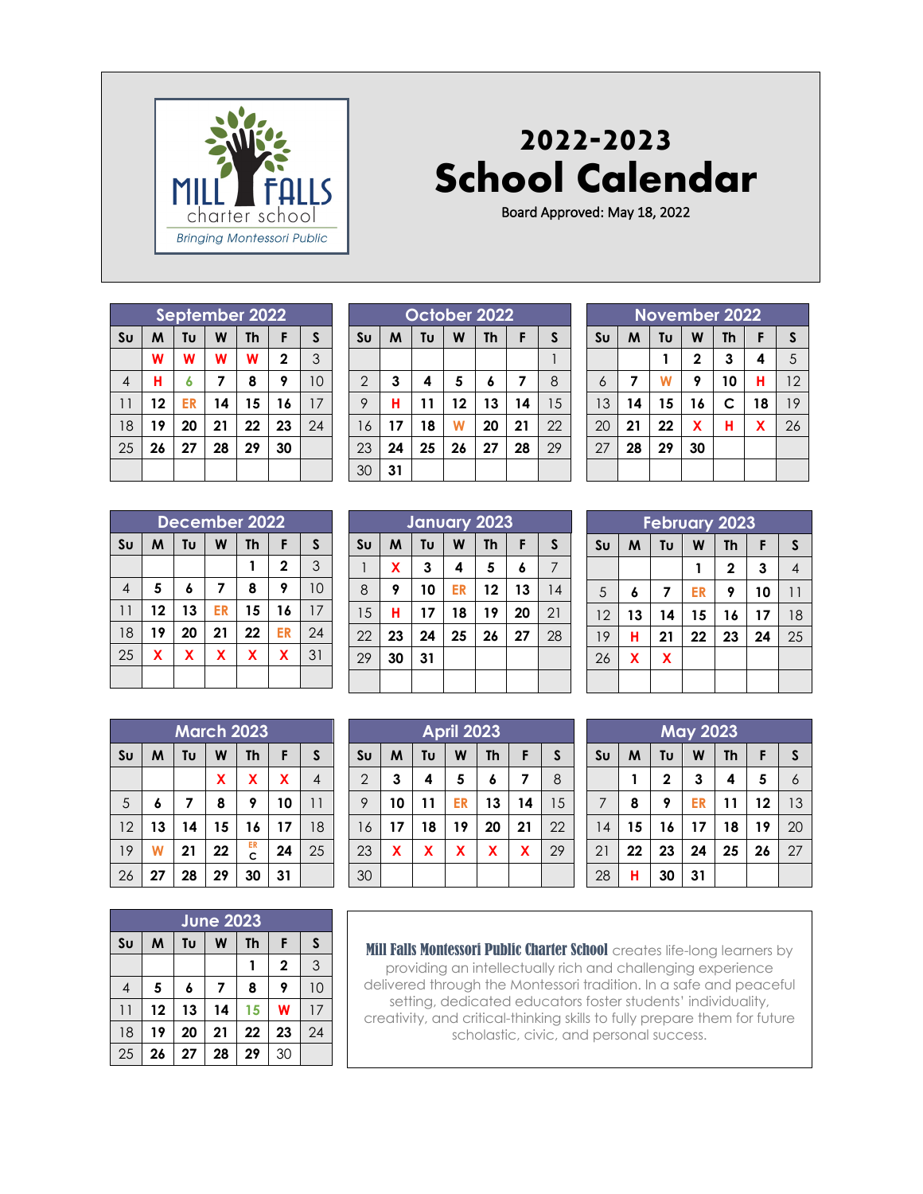Mill Falls charter school

*Bringing Montessori Public*

# 2022-2023 School Calendar

Board Approved: May 18, 2022

## September 2022

| Su | M | Tu | W | Th | F | S |
|---|---|---|---|---|---|---|
| | W | W | W | W | 2 | 3 |
| 4 | H | 6 | 7 | 8 | 9 | 10 |
| 11 | 12 | ER | 14 | 15 | 16 | 17 |
| 18 | 19 | 20 | 21 | 22 | 23 | 24 |
| 25 | 26 | 27 | 28 | 29 | 30 | |

## October 2022

| Su | M | Tu | W | Th | F | S |
|---|---|---|---|---|---|---|
| | | | | | | 1 |
| 2 | 3 | 4 | 5 | 6 | 7 | 8 |
| 9 | H | 11 | 12 | 13 | 14 | 15 |
| 16 | 17 | 18 | W | 20 | 21 | 22 |
| 23 | 24 | 25 | 26 | 27 | 28 | 29 |
| 30 | 31 | | | | | |

## November 2022

| Su | M | Tu | W | Th | F | S |
|---|---|---|---|---|---|---|
| | | 1 | 2 | 3 | 4 | 5 |
| 6 | 7 | W | 9 | 10 | H | 12 |
| 13 | 14 | 15 | 16 | C | 18 | 19 |
| 20 | 21 | 22 | X | H | X | 26 |
| 27 | 28 | 29 | 30 | | | |

## December 2022

| Su | M | Tu | W | Th | F | S |
|---|---|---|---|---|---|---|
| | | | | 1 | 2 | 3 |
| 4 | 5 | 6 | 7 | 8 | 9 | 10 |
| 11 | 12 | 13 | ER | 15 | 16 | 17 |
| 18 | 19 | 20 | 21 | 22 | ER | 24 |
| 25 | X | X | X | X | X | 31 |

## January 2023

| Su | M | Tu | W | Th | F | S |
|---|---|---|---|---|---|---|
| 1 | X | 3 | 4 | 5 | 6 | 7 |
| 8 | 9 | 10 | ER | 12 | 13 | 14 |
| 15 | H | 17 | 18 | 19 | 20 | 21 |
| 22 | 23 | 24 | 25 | 26 | 27 | 28 |
| 29 | 30 | 31 | | | | |

## February 2023

| Su | M | Tu | W | Th | F | S |
|---|---|---|---|---|---|---|
| | | | 1 | 2 | 3 | 4 |
| 5 | 6 | 7 | ER | 9 | 10 | 11 |
| 12 | 13 | 14 | 15 | 16 | 17 | 18 |
| 19 | H | 21 | 22 | 23 | 24 | 25 |
| 26 | X | X | | | | |

## March 2023

| Su | M | Tu | W | Th | F | S |
|---|---|---|---|---|---|---|
| | | | X | X | X | 4 |
| 5 | 6 | 7 | 8 | 9 | 10 | 11 |
| 12 | 13 | 14 | 15 | 16 | 17 | 18 |
| 19 | W | 21 | 22 | ER C | 24 | 25 |
| 26 | 27 | 28 | 29 | 30 | 31 | |

## April 2023

| Su | M | Tu | W | Th | F | S |
|---|---|---|---|---|---|---|
| 2 | 3 | 4 | 5 | 6 | 7 | 8 |
| 9 | 10 | 11 | ER | 13 | 14 | 15 |
| 16 | 17 | 18 | 19 | 20 | 21 | 22 |
| 23 | X | X | X | X | X | 29 |
| 30 | | | | | | |

## May 2023

| Su | M | Tu | W | Th | F | S |
|---|---|---|---|---|---|---|
| | 1 | 2 | 3 | 4 | 5 | 6 |
| 7 | 8 | 9 | ER | 11 | 12 | 13 |
| 14 | 15 | 16 | 17 | 18 | 19 | 20 |
| 21 | 22 | 23 | 24 | 25 | 26 | 27 |
| 28 | H | 30 | 31 | | | |

## June 2023

| Su | M | Tu | W | Th | F | S |
|---|---|---|---|---|---|---|
| | | | | 1 | 2 | 3 |
| 4 | 5 | 6 | 7 | 8 | 9 | 10 |
| 11 | 12 | 13 | 14 | 15 | W | 17 |
| 18 | 19 | 20 | 21 | 22 | 23 | 24 |
| 25 | 26 | 27 | 28 | 29 | 30 | |

**Mill Falls Montessori Public Charter School** creates life-long learners by providing an intellectually rich and challenging experience delivered through the Montessori tradition. In a safe and peaceful setting, dedicated educators foster students' individuality, creativity, and critical-thinking skills to fully prepare them for future scholastic, civic, and personal success.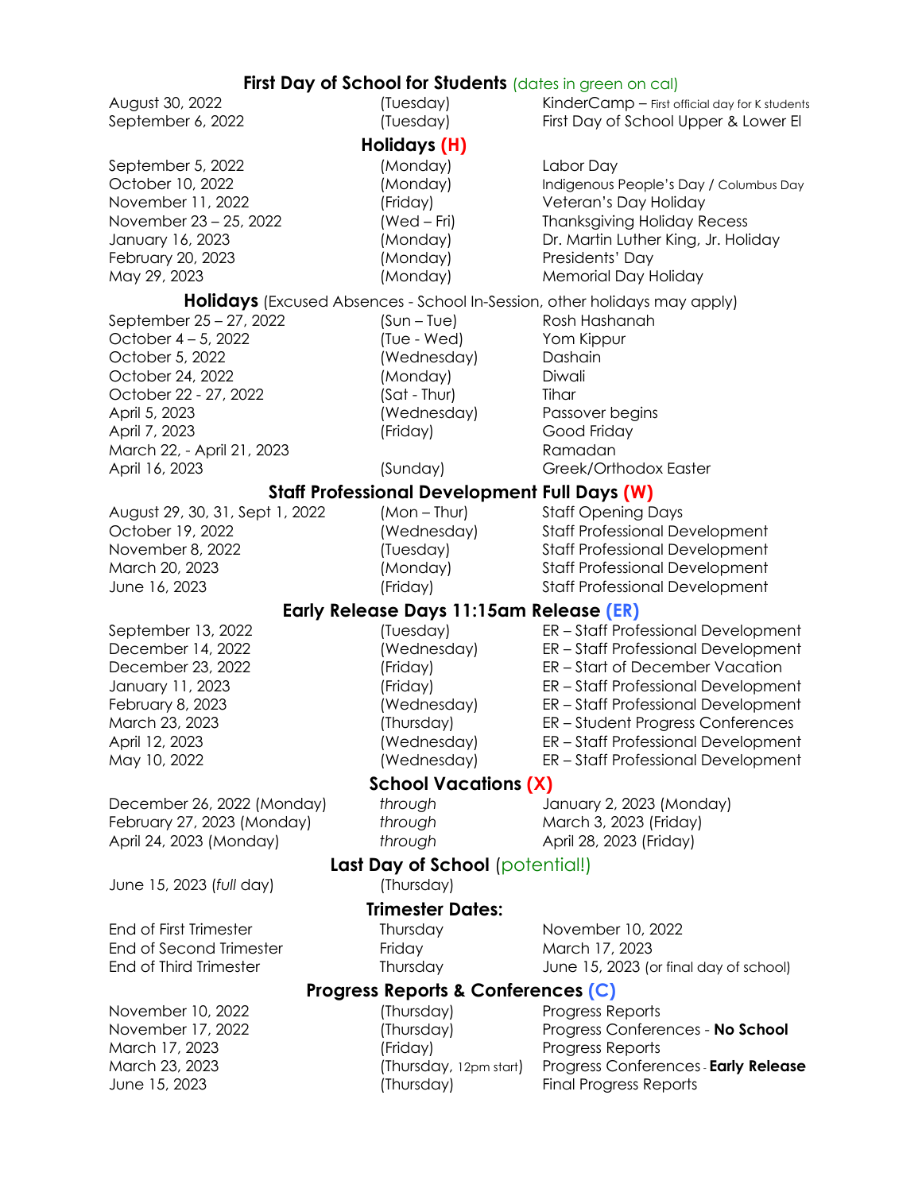## First Day of School for Students (dates in green on cal)

| | | |
|---|---|---|
| August 30, 2022 | (Tuesday) | KinderCamp – First official day for K students |
| September 6, 2022 | (Tuesday) | First Day of School Upper & Lower El |

## Holidays (H)

| | | |
|---|---|---|
| September 5, 2022 | (Monday) | Labor Day |
| October 10, 2022 | (Monday) | Indigenous People's Day / Columbus Day |
| November 11, 2022 | (Friday) | Veteran's Day Holiday |
| November 23 – 25, 2022 | (Wed – Fri) | Thanksgiving Holiday Recess |
| January 16, 2023 | (Monday) | Dr. Martin Luther King, Jr. Holiday |
| February 20, 2023 | (Monday) | Presidents' Day |
| May 29, 2023 | (Monday) | Memorial Day Holiday |

## Holidays (Excused Absences - School In-Session, other holidays may apply)

| | | |
|---|---|---|
| September 25 – 27, 2022 | (Sun – Tue) | Rosh Hashanah |
| October 4 – 5, 2022 | (Tue - Wed) | Yom Kippur |
| October 5, 2022 | (Wednesday) | Dashain |
| October 24, 2022 | (Monday) | Diwali |
| October 22 - 27, 2022 | (Sat - Thur) | Tihar |
| April 5, 2023 | (Wednesday) | Passover begins |
| April 7, 2023 | (Friday) | Good Friday |
| March 22, - April 21, 2023 | | Ramadan |
| April 16, 2023 | (Sunday) | Greek/Orthodox Easter |

## Staff Professional Development Full Days (W)

| | | |
|---|---|---|
| August 29, 30, 31, Sept 1, 2022 | (Mon – Thur) | Staff Opening Days |
| October 19, 2022 | (Wednesday) | Staff Professional Development |
| November 8, 2022 | (Tuesday) | Staff Professional Development |
| March 20, 2023 | (Monday) | Staff Professional Development |
| June 16, 2023 | (Friday) | Staff Professional Development |

## Early Release Days 11:15am Release (ER)

| | | |
|---|---|---|
| September 13, 2022 | (Tuesday) | ER – Staff Professional Development |
| December 14, 2022 | (Wednesday) | ER – Staff Professional Development |
| December 23, 2022 | (Friday) | ER – Start of December Vacation |
| January 11, 2023 | (Friday) | ER – Staff Professional Development |
| February 8, 2023 | (Wednesday) | ER – Staff Professional Development |
| March 23, 2023 | (Thursday) | ER – Student Progress Conferences |
| April 12, 2023 | (Wednesday) | ER – Staff Professional Development |
| May 10, 2022 | (Wednesday) | ER – Staff Professional Development |

## School Vacations (X)

| | | |
|---|---|---|
| December 26, 2022 (Monday) | *through* | January 2, 2023 (Monday) |
| February 27, 2023 (Monday) | *through* | March 3, 2023 (Friday) |
| April 24, 2023 (Monday) | *through* | April 28, 2023 (Friday) |

## Last Day of School (potential!)

| | |
|---|---|
| June 15, 2023 (*full* day) | (Thursday) |

## Trimester Dates:

| | | |
|---|---|---|
| End of First Trimester | Thursday | November 10, 2022 |
| End of Second Trimester | Friday | March 17, 2023 |
| End of Third Trimester | Thursday | June 15, 2023 (or final day of school) |

## Progress Reports & Conferences (C)

| | | |
|---|---|---|
| November 10, 2022 | (Thursday) | Progress Reports |
| November 17, 2022 | (Thursday) | Progress Conferences - **No School** |
| March 17, 2023 | (Friday) | Progress Reports |
| March 23, 2023 | (Thursday, 12pm start) | Progress Conferences - **Early Release** |
| June 15, 2023 | (Thursday) | Final Progress Reports |